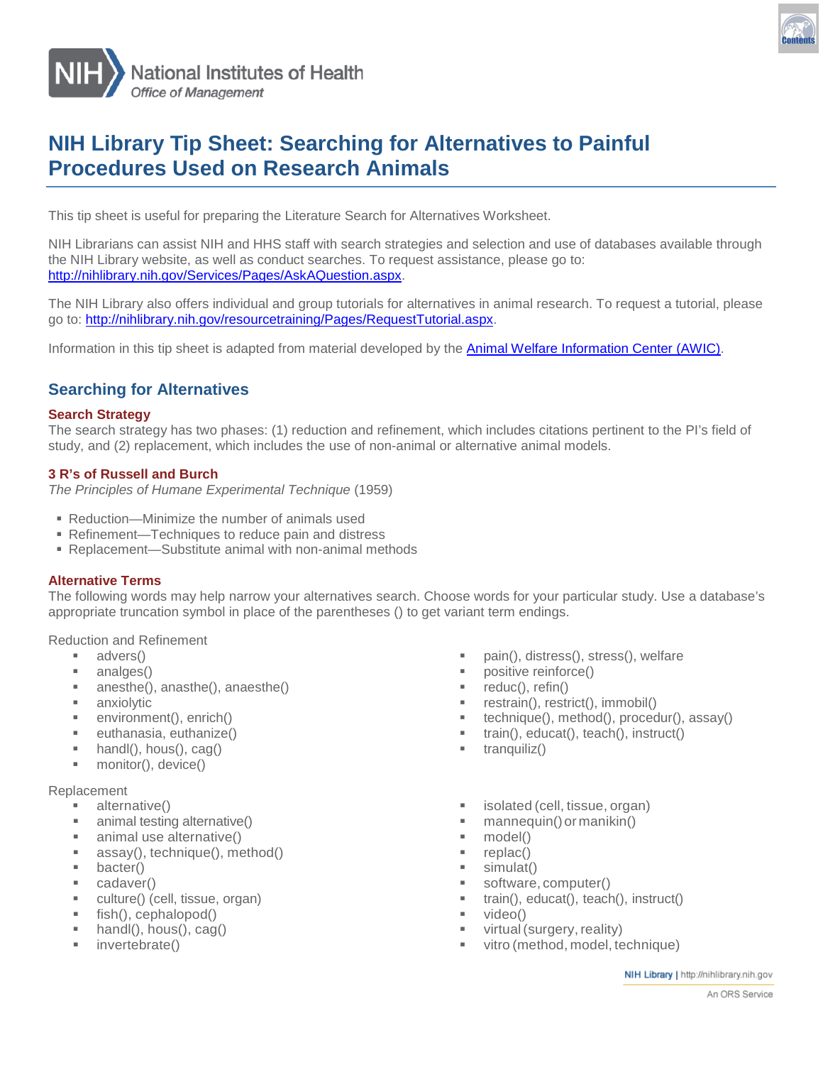National Institutes of Health
*Office of Management*

# NIH Library Tip Sheet: Searching for Alternatives to Painful Procedures Used on Research Animals

This tip sheet is useful for preparing the Literature Search for Alternatives Worksheet.

NIH Librarians can assist NIH and HHS staff with search strategies and selection and use of databases available through the NIH Library website, as well as conduct searches. To request assistance, please go to: http://nihlibrary.nih.gov/Services/Pages/AskAQuestion.aspx.

The NIH Library also offers individual and group tutorials for alternatives in animal research. To request a tutorial, please go to: http://nihlibrary.nih.gov/resourcetraining/Pages/RequestTutorial.aspx.

Information in this tip sheet is adapted from material developed by the Animal Welfare Information Center (AWIC).

## Searching for Alternatives

### Search Strategy

The search strategy has two phases: (1) reduction and refinement, which includes citations pertinent to the PI's field of study, and (2) replacement, which includes the use of non-animal or alternative animal models.

### 3 R's of Russell and Burch

*The Principles of Humane Experimental Technique* (1959)

- Reduction—Minimize the number of animals used
- Refinement—Techniques to reduce pain and distress
- Replacement—Substitute animal with non-animal methods

### Alternative Terms

The following words may help narrow your alternatives search. Choose words for your particular study. Use a database's appropriate truncation symbol in place of the parentheses () to get variant term endings.

Reduction and Refinement

- advers()
- analges()
- anesthe(), anasthe(), anaesthe()
- anxiolytic
- environment(), enrich()
- euthanasia, euthanize()
- handl(), hous(), cag()
- monitor(), device()
- pain(), distress(), stress(), welfare
- positive reinforce()
- reduc(), refin()
- restrain(), restrict(), immobil()
- technique(), method(), procedur(), assay()
- train(), educat(), teach(), instruct()
- tranquiliz()

Replacement

- alternative()
- animal testing alternative()
- animal use alternative()
- assay(), technique(), method()
- bacter()
- cadaver()
- culture() (cell, tissue, organ)
- fish(), cephalopod()
- handl(), hous(), cag()
- invertebrate()
- isolated (cell, tissue, organ)
- mannequin() or manikin()
- model()
- replac()
- simulat()
- software, computer()
- train(), educat(), teach(), instruct()
- video()
- virtual (surgery, reality)
- vitro (method, model, technique)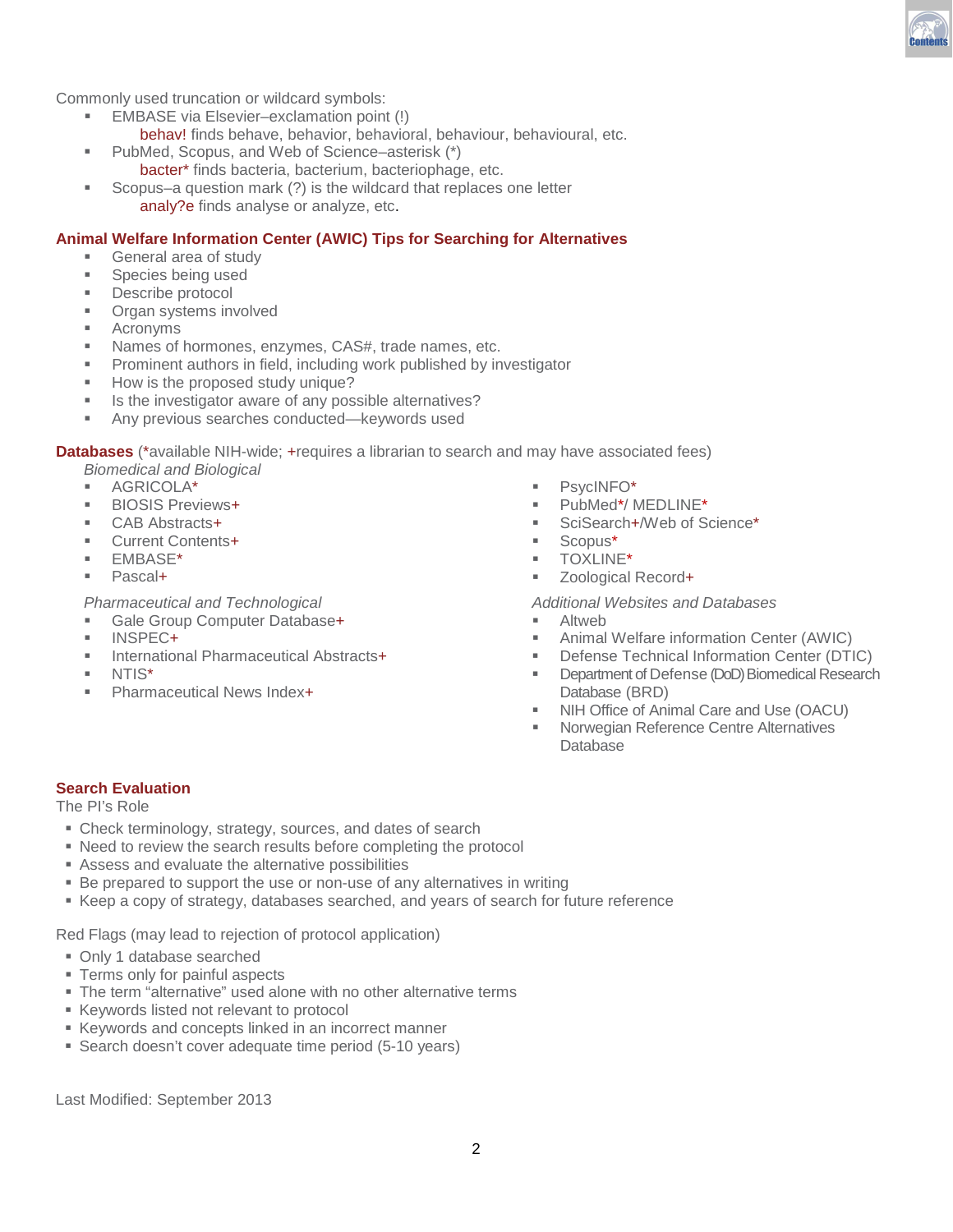Commonly used truncation or wildcard symbols:

- EMBASE via Elsevier–exclamation point (!)
  behav! finds behave, behavior, behavioral, behaviour, behavioural, etc.
- PubMed, Scopus, and Web of Science–asterisk (*)
  bacter* finds bacteria, bacterium, bacteriophage, etc.
- Scopus–a question mark (?) is the wildcard that replaces one letter
  analy?e finds analyse or analyze, etc.

**Animal Welfare Information Center (AWIC) Tips for Searching for Alternatives**

- General area of study
- Species being used
- Describe protocol
- Organ systems involved
- Acronyms
- Names of hormones, enzymes, CAS#, trade names, etc.
- Prominent authors in field, including work published by investigator
- How is the proposed study unique?
- Is the investigator aware of any possible alternatives?
- Any previous searches conducted—keywords used

**Databases** (*available NIH-wide; +requires a librarian to search and may have associated fees)

*Biomedical and Biological*

- AGRICOLA*
- BIOSIS Previews+
- CAB Abstracts+
- Current Contents+
- EMBASE*
- Pascal+
- PsycINFO*
- PubMed*/ MEDLINE*
- SciSearch+/Web of Science*
- Scopus*
- TOXLINE*
- Zoological Record+

*Pharmaceutical and Technological*

- Gale Group Computer Database+
- INSPEC+
- International Pharmaceutical Abstracts+
- NTIS*
- Pharmaceutical News Index+

*Additional Websites and Databases*

- Altweb
- Animal Welfare information Center (AWIC)
- Defense Technical Information Center (DTIC)
- Department of Defense (DoD) Biomedical Research Database (BRD)
- NIH Office of Animal Care and Use (OACU)
- Norwegian Reference Centre Alternatives Database

**Search Evaluation**

The PI's Role

- Check terminology, strategy, sources, and dates of search
- Need to review the search results before completing the protocol
- Assess and evaluate the alternative possibilities
- Be prepared to support the use or non-use of any alternatives in writing
- Keep a copy of strategy, databases searched, and years of search for future reference

Red Flags (may lead to rejection of protocol application)

- Only 1 database searched
- Terms only for painful aspects
- The term "alternative" used alone with no other alternative terms
- Keywords listed not relevant to protocol
- Keywords and concepts linked in an incorrect manner
- Search doesn't cover adequate time period (5-10 years)

Last Modified: September 2013